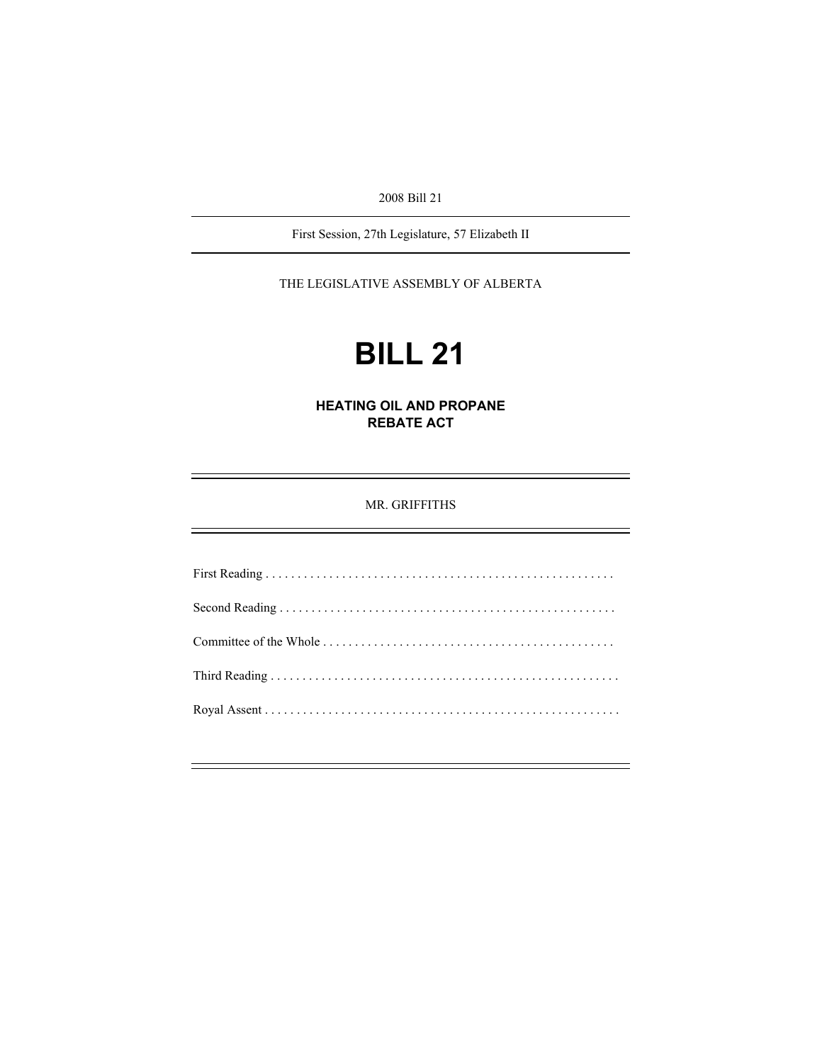2008 Bill 21

---

First Session, 27th Legislature, 57 Elizabeth II

---

THE LEGISLATIVE ASSEMBLY OF ALBERTA

# BILL 21

## HEATING OIL AND PROPANE REBATE ACT

---

MR. GRIFFITHS

---

First Reading . . . . . . . . . . . . . . . . . . . . . . . . . . . . . . . . . . . . . . . . . . . . . . . . . . . . . .

Second Reading . . . . . . . . . . . . . . . . . . . . . . . . . . . . . . . . . . . . . . . . . . . . . . . . . . . .

Committee of the Whole . . . . . . . . . . . . . . . . . . . . . . . . . . . . . . . . . . . . . . . . . . . . .

Third Reading . . . . . . . . . . . . . . . . . . . . . . . . . . . . . . . . . . . . . . . . . . . . . . . . . . . . . .

Royal Assent . . . . . . . . . . . . . . . . . . . . . . . . . . . . . . . . . . . . . . . . . . . . . . . . . . . . . . .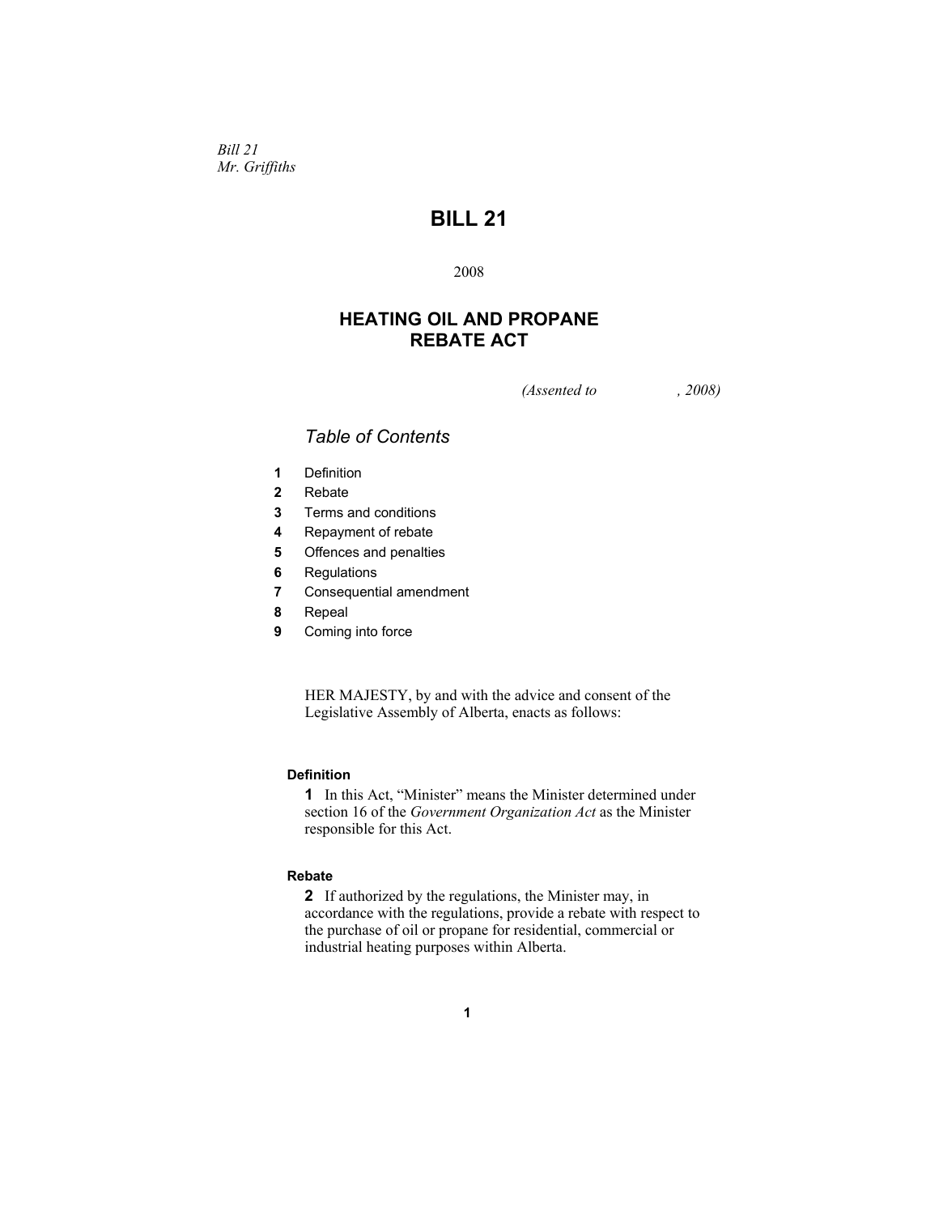*Bill 21*
*Mr. Griffiths*

# BILL 21

2008

## HEATING OIL AND PROPANE REBATE ACT

*(Assented to , 2008)*

### *Table of Contents*

**1** Definition
**2** Rebate
**3** Terms and conditions
**4** Repayment of rebate
**5** Offences and penalties
**6** Regulations
**7** Consequential amendment
**8** Repeal
**9** Coming into force

HER MAJESTY, by and with the advice and consent of the Legislative Assembly of Alberta, enacts as follows:

**Definition**

**1** In this Act, "Minister" means the Minister determined under section 16 of the *Government Organization Act* as the Minister responsible for this Act.

**Rebate**

**2** If authorized by the regulations, the Minister may, in accordance with the regulations, provide a rebate with respect to the purchase of oil or propane for residential, commercial or industrial heating purposes within Alberta.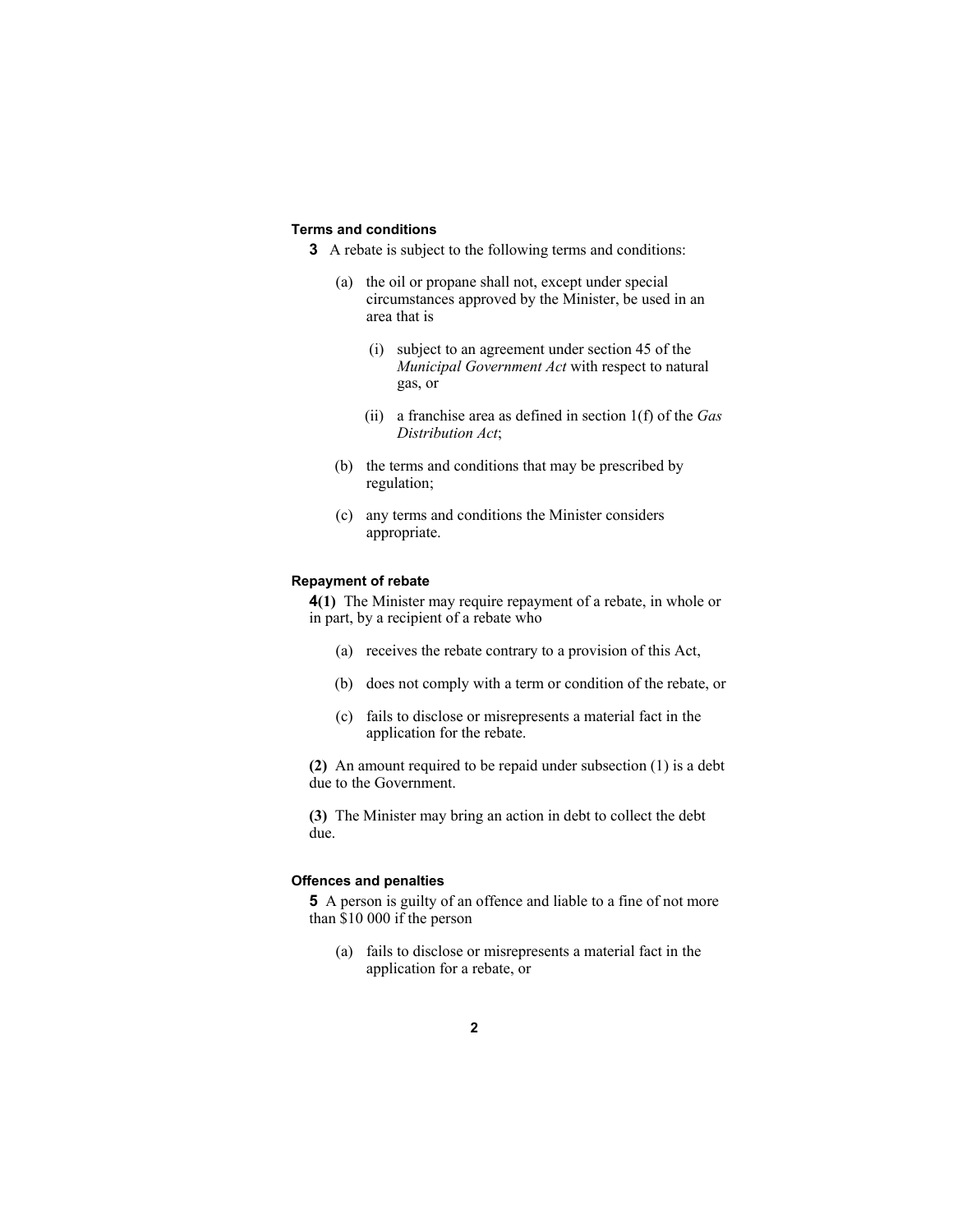### Terms and conditions

**3** A rebate is subject to the following terms and conditions:

(a) the oil or propane shall not, except under special circumstances approved by the Minister, be used in an area that is

(i) subject to an agreement under section 45 of the *Municipal Government Act* with respect to natural gas, or

(ii) a franchise area as defined in section 1(f) of the *Gas Distribution Act*;

(b) the terms and conditions that may be prescribed by regulation;

(c) any terms and conditions the Minister considers appropriate.

### Repayment of rebate

**4(1)** The Minister may require repayment of a rebate, in whole or in part, by a recipient of a rebate who

(a) receives the rebate contrary to a provision of this Act,

(b) does not comply with a term or condition of the rebate, or

(c) fails to disclose or misrepresents a material fact in the application for the rebate.

**(2)** An amount required to be repaid under subsection (1) is a debt due to the Government.

**(3)** The Minister may bring an action in debt to collect the debt due.

### Offences and penalties

**5** A person is guilty of an offence and liable to a fine of not more than $10 000 if the person

(a) fails to disclose or misrepresents a material fact in the application for a rebate, or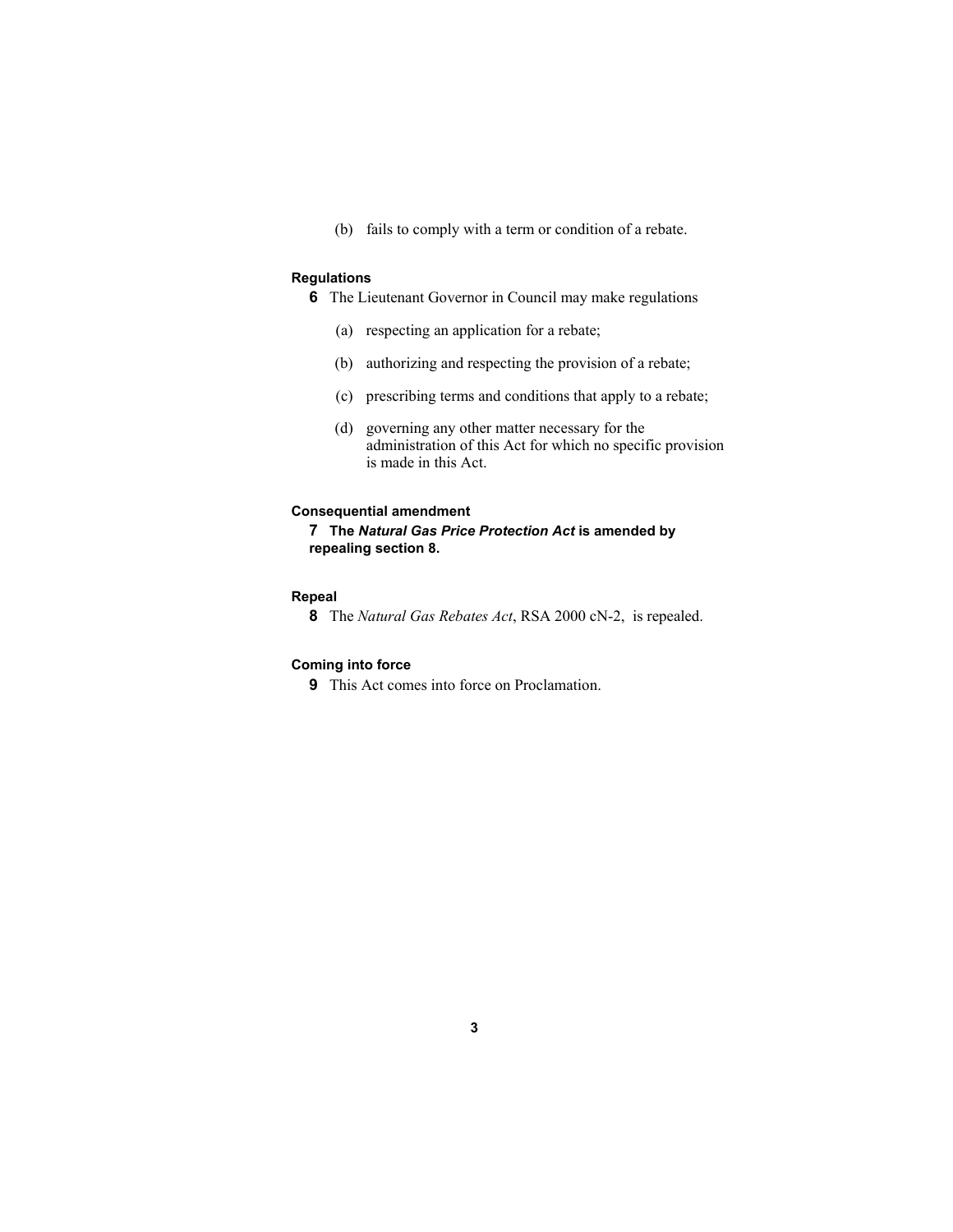(b) fails to comply with a term or condition of a rebate.

**Regulations**

**6** The Lieutenant Governor in Council may make regulations

(a) respecting an application for a rebate;

(b) authorizing and respecting the provision of a rebate;

(c) prescribing terms and conditions that apply to a rebate;

(d) governing any other matter necessary for the administration of this Act for which no specific provision is made in this Act.

**Consequential amendment**

**7 The *Natural Gas Price Protection Act* is amended by repealing section 8.**

**Repeal**

**8** The *Natural Gas Rebates Act*, RSA 2000 cN-2, is repealed.

**Coming into force**

**9** This Act comes into force on Proclamation.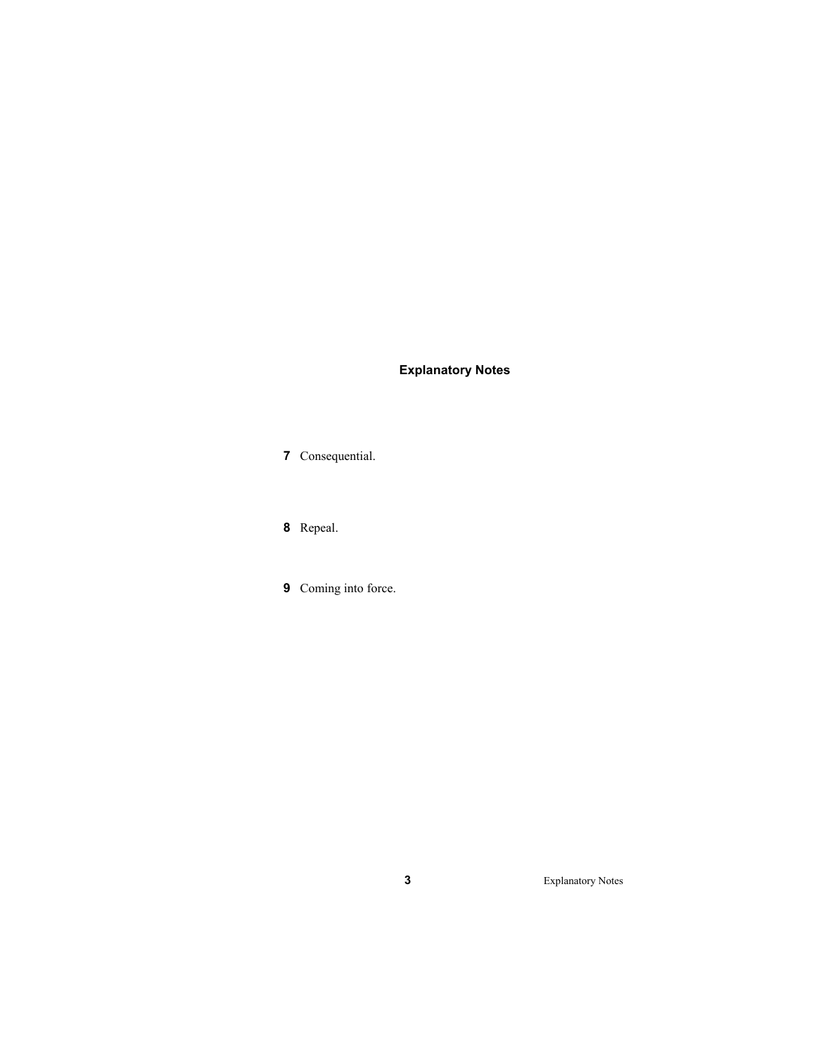### Explanatory Notes

**7** Consequential.

**8** Repeal.

**9** Coming into force.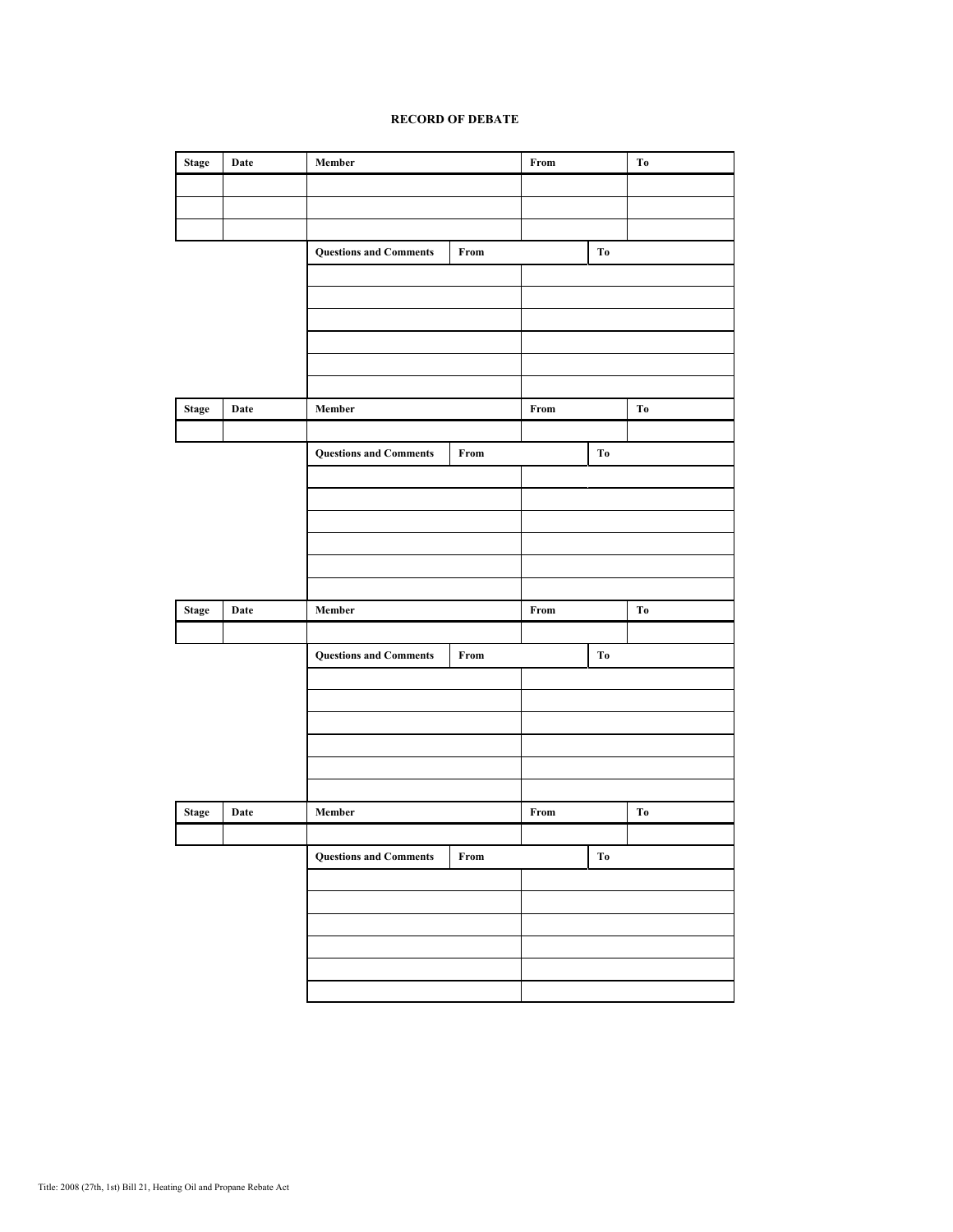**RECORD OF DEBATE**

| Stage | Date | Member | From | To |
|---|---|---|---|---|
| | | | | |
| | | | | |
| | | | | |

| Questions and Comments | From | To |
|---|---|---|
| | | |
| | | |
| | | |
| | | |
| | | |
| | | |

| Stage | Date | Member | From | To |
|---|---|---|---|---|
| | | | | |

| Questions and Comments | From | To |
|---|---|---|
| | | |
| | | |
| | | |
| | | |
| | | |
| | | |

| Stage | Date | Member | From | To |
|---|---|---|---|---|
| | | | | |

| Questions and Comments | From | To |
|---|---|---|
| | | |
| | | |
| | | |
| | | |
| | | |
| | | |

| Stage | Date | Member | From | To |
|---|---|---|---|---|
| | | | | |

| Questions and Comments | From | To |
|---|---|---|
| | | |
| | | |
| | | |
| | | |
| | | |
| | | |

Title: 2008 (27th, 1st) Bill 21, Heating Oil and Propane Rebate Act